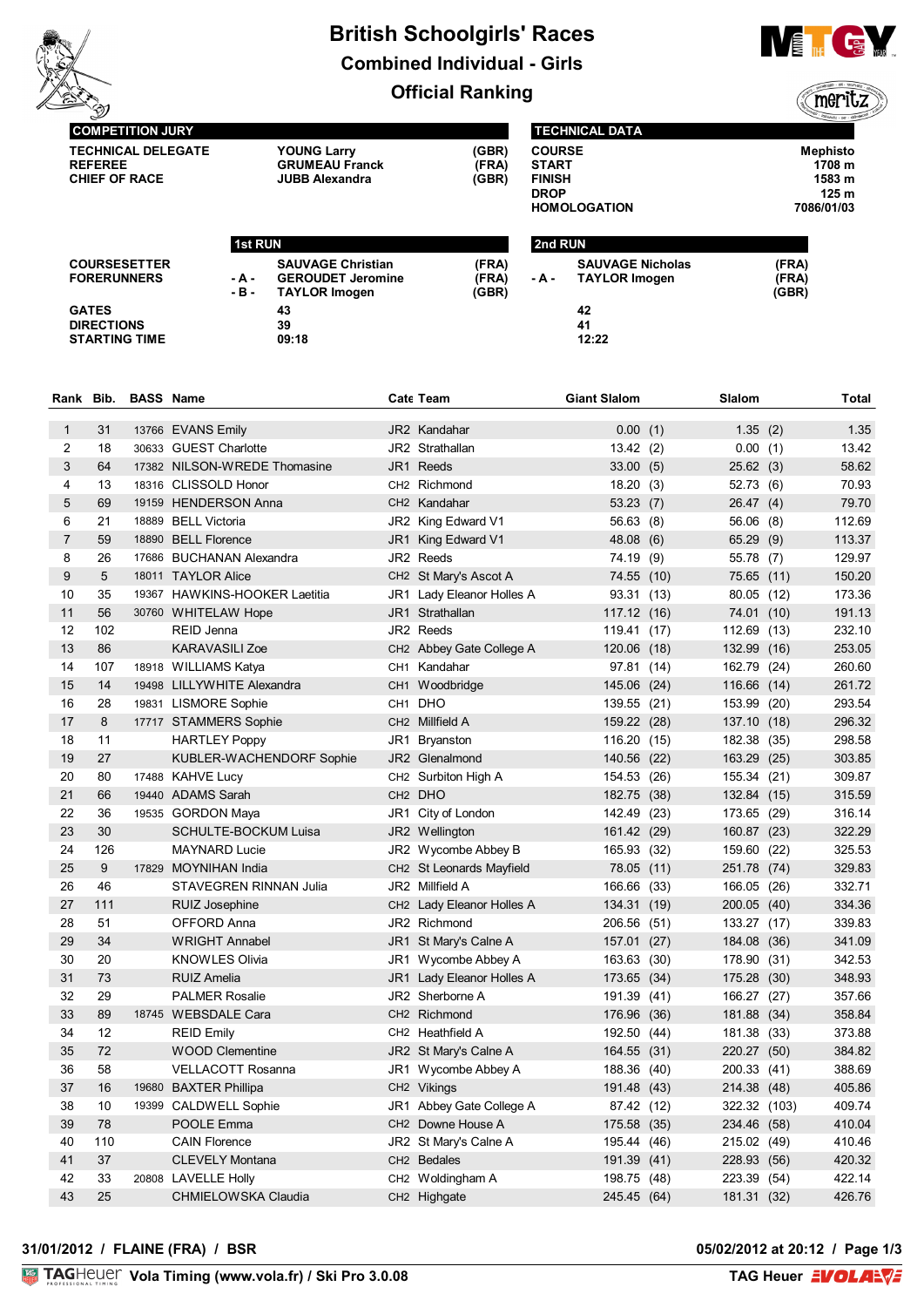# British Schoolgirls' Races

## Combined Individual - Girls

## Official Ranking

| COMPETITION JURY | | |
|---|---|---|
| TECHNICAL DELEGATE | YOUNG Larry | (GBR) |
| REFEREE | GRUMEAU Franck | (FRA) |
| CHIEF OF RACE | JUBB Alexandra | (GBR) |

| TECHNICAL DATA | |
|---|---|
| COURSE | Mephisto |
| START | 1708 m |
| FINISH | 1583 m |
| DROP | 125 m |
| HOMOLOGATION | 7086/01/03 |

| | 1st RUN | | | 2nd RUN | | |
|---|---|---|---|---|---|---|
| COURSESETTER | | SAUVAGE Christian | (FRA) | | SAUVAGE Nicholas | (FRA) |
| FORERUNNERS | - A - | GEROUDET Jeromine | (FRA) | - A - | TAYLOR Imogen | (FRA) |
| | - B - | TAYLOR Imogen | (GBR) | | | (GBR) |
| GATES | | 43 | | | 42 | |
| DIRECTIONS | | 39 | | | 41 | |
| STARTING TIME | | 09:18 | | | 12:22 | |

| Rank | Bib. | BASS | Name | Cate | Team | Giant Slalom | | Slalom | | Total |
|---|---|---|---|---|---|---|---|---|---|---|
| 1 | 31 | 13766 | EVANS Emily | JR2 | Kandahar | 0.00 | (1) | 1.35 | (2) | 1.35 |
| 2 | 18 | 30633 | GUEST Charlotte | JR2 | Strathallan | 13.42 | (2) | 0.00 | (1) | 13.42 |
| 3 | 64 | 17382 | NILSON-WREDE Thomasine | JR1 | Reeds | 33.00 | (5) | 25.62 | (3) | 58.62 |
| 4 | 13 | 18316 | CLISSOLD Honor | CH2 | Richmond | 18.20 | (3) | 52.73 | (6) | 70.93 |
| 5 | 69 | 19159 | HENDERSON Anna | CH2 | Kandahar | 53.23 | (7) | 26.47 | (4) | 79.70 |
| 6 | 21 | 18889 | BELL Victoria | JR2 | King Edward V1 | 56.63 | (8) | 56.06 | (8) | 112.69 |
| 7 | 59 | 18890 | BELL Florence | JR1 | King Edward V1 | 48.08 | (6) | 65.29 | (9) | 113.37 |
| 8 | 26 | 17686 | BUCHANAN Alexandra | JR2 | Reeds | 74.19 | (9) | 55.78 | (7) | 129.97 |
| 9 | 5 | 18011 | TAYLOR Alice | CH2 | St Mary's Ascot A | 74.55 | (10) | 75.65 | (11) | 150.20 |
| 10 | 35 | 19367 | HAWKINS-HOOKER Laetitia | JR1 | Lady Eleanor Holles A | 93.31 | (13) | 80.05 | (12) | 173.36 |
| 11 | 56 | 30760 | WHITELAW Hope | JR1 | Strathallan | 117.12 | (16) | 74.01 | (10) | 191.13 |
| 12 | 102 | | REID Jenna | JR2 | Reeds | 119.41 | (17) | 112.69 | (13) | 232.10 |
| 13 | 86 | | KARAVASILI Zoe | CH2 | Abbey Gate College A | 120.06 | (18) | 132.99 | (16) | 253.05 |
| 14 | 107 | 18918 | WILLIAMS Katya | CH1 | Kandahar | 97.81 | (14) | 162.79 | (24) | 260.60 |
| 15 | 14 | 19498 | LILLYWHITE Alexandra | CH1 | Woodbridge | 145.06 | (24) | 116.66 | (14) | 261.72 |
| 16 | 28 | 19831 | LISMORE Sophie | CH1 | DHO | 139.55 | (21) | 153.99 | (20) | 293.54 |
| 17 | 8 | 17717 | STAMMERS Sophie | CH2 | Millfield A | 159.22 | (28) | 137.10 | (18) | 296.32 |
| 18 | 11 | | HARTLEY Poppy | JR1 | Bryanston | 116.20 | (15) | 182.38 | (35) | 298.58 |
| 19 | 27 | | KUBLER-WACHENDORF Sophie | JR2 | Glenalmond | 140.56 | (22) | 163.29 | (25) | 303.85 |
| 20 | 80 | 17488 | KAHVE Lucy | CH2 | Surbiton High A | 154.53 | (26) | 155.34 | (21) | 309.87 |
| 21 | 66 | 19440 | ADAMS Sarah | CH2 | DHO | 182.75 | (38) | 132.84 | (15) | 315.59 |
| 22 | 36 | 19535 | GORDON Maya | JR1 | City of London | 142.49 | (23) | 173.65 | (29) | 316.14 |
| 23 | 30 | | SCHULTE-BOCKUM Luisa | JR2 | Wellington | 161.42 | (29) | 160.87 | (23) | 322.29 |
| 24 | 126 | | MAYNARD Lucie | JR2 | Wycombe Abbey B | 165.93 | (32) | 159.60 | (22) | 325.53 |
| 25 | 9 | 17829 | MOYNIHAN India | CH2 | St Leonards Mayfield | 78.05 | (11) | 251.78 | (74) | 329.83 |
| 26 | 46 | | STAVEGREN RINNAN Julia | JR2 | Millfield A | 166.66 | (33) | 166.05 | (26) | 332.71 |
| 27 | 111 | | RUIZ Josephine | CH2 | Lady Eleanor Holles A | 134.31 | (19) | 200.05 | (40) | 334.36 |
| 28 | 51 | | OFFORD Anna | JR2 | Richmond | 206.56 | (51) | 133.27 | (17) | 339.83 |
| 29 | 34 | | WRIGHT Annabel | JR1 | St Mary's Calne A | 157.01 | (27) | 184.08 | (36) | 341.09 |
| 30 | 20 | | KNOWLES Olivia | JR1 | Wycombe Abbey A | 163.63 | (30) | 178.90 | (31) | 342.53 |
| 31 | 73 | | RUIZ Amelia | JR1 | Lady Eleanor Holles A | 173.65 | (34) | 175.28 | (30) | 348.93 |
| 32 | 29 | | PALMER Rosalie | JR2 | Sherborne A | 191.39 | (41) | 166.27 | (27) | 357.66 |
| 33 | 89 | 18745 | WEBSDALE Cara | CH2 | Richmond | 176.96 | (36) | 181.88 | (34) | 358.84 |
| 34 | 12 | | REID Emily | CH2 | Heathfield A | 192.50 | (44) | 181.38 | (33) | 373.88 |
| 35 | 72 | | WOOD Clementine | JR2 | St Mary's Calne A | 164.55 | (31) | 220.27 | (50) | 384.82 |
| 36 | 58 | | VELLACOTT Rosanna | JR1 | Wycombe Abbey A | 188.36 | (40) | 200.33 | (41) | 388.69 |
| 37 | 16 | 19680 | BAXTER Phillipa | CH2 | Vikings | 191.48 | (43) | 214.38 | (48) | 405.86 |
| 38 | 10 | 19399 | CALDWELL Sophie | JR1 | Abbey Gate College A | 87.42 | (12) | 322.32 | (103) | 409.74 |
| 39 | 78 | | POOLE Emma | CH2 | Downe House A | 175.58 | (35) | 234.46 | (58) | 410.04 |
| 40 | 110 | | CAIN Florence | JR2 | St Mary's Calne A | 195.44 | (46) | 215.02 | (49) | 410.46 |
| 41 | 37 | | CLEVELY Montana | CH2 | Bedales | 191.39 | (41) | 228.93 | (56) | 420.32 |
| 42 | 33 | 20808 | LAVELLE Holly | CH2 | Woldingham A | 198.75 | (48) | 223.39 | (54) | 422.14 |
| 43 | 25 | | CHMIELOWSKA Claudia | CH2 | Highgate | 245.45 | (64) | 181.31 | (32) | 426.76 |

31/01/2012 / FLAINE (FRA) / BSR

05/02/2012 at 20:12

Vola Timing (www.vola.fr) / Ski Pro 3.0.08

TAG Heuer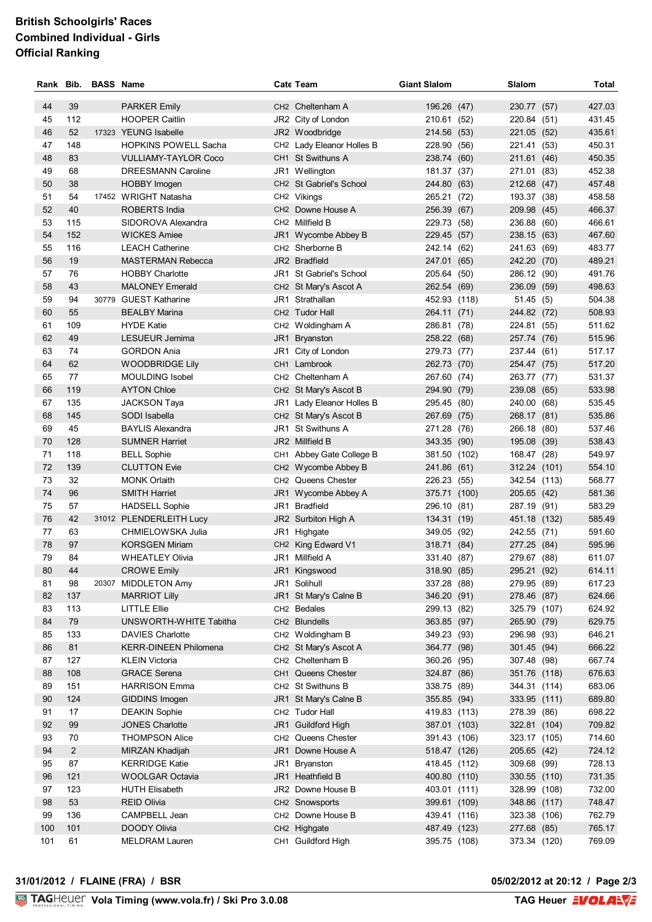**British Schoolgirls' Races**
**Combined Individual - Girls**
**Official Ranking**

| Rank | Bib. | BASS | Name | Cate | Team | Giant Slalom | | Slalom | | Total |
|---|---|---|---|---|---|---|---|---|---|---|
| 44 | 39 | | PARKER Emily | CH2 | Cheltenham A | 196.26 | (47) | 230.77 | (57) | 427.03 |
| 45 | 112 | | HOOPER Caitlin | JR2 | City of London | 210.61 | (52) | 220.84 | (51) | 431.45 |
| 46 | 52 | 17323 | YEUNG Isabelle | JR2 | Woodbridge | 214.56 | (53) | 221.05 | (52) | 435.61 |
| 47 | 148 | | HOPKINS POWELL Sacha | CH2 | Lady Eleanor Holles B | 228.90 | (56) | 221.41 | (53) | 450.31 |
| 48 | 83 | | VULLIAMY-TAYLOR Coco | CH1 | St Swithuns A | 238.74 | (60) | 211.61 | (46) | 450.35 |
| 49 | 68 | | DREESMANN Caroline | JR1 | Wellington | 181.37 | (37) | 271.01 | (83) | 452.38 |
| 50 | 38 | | HOBBY Imogen | CH2 | St Gabriel's School | 244.80 | (63) | 212.68 | (47) | 457.48 |
| 51 | 54 | 17452 | WRIGHT Natasha | CH2 | Vikings | 265.21 | (72) | 193.37 | (38) | 458.58 |
| 52 | 40 | | ROBERTS India | CH2 | Downe House A | 256.39 | (67) | 209.98 | (45) | 466.37 |
| 53 | 115 | | SIDOROVA Alexandra | CH2 | Millfield B | 229.73 | (58) | 236.88 | (60) | 466.61 |
| 54 | 152 | | WICKES Amiee | JR1 | Wycombe Abbey B | 229.45 | (57) | 238.15 | (63) | 467.60 |
| 55 | 116 | | LEACH Catherine | CH2 | Sherborne B | 242.14 | (62) | 241.63 | (69) | 483.77 |
| 56 | 19 | | MASTERMAN Rebecca | JR2 | Bradfield | 247.01 | (65) | 242.20 | (70) | 489.21 |
| 57 | 76 | | HOBBY Charlotte | JR1 | St Gabriel's School | 205.64 | (50) | 286.12 | (90) | 491.76 |
| 58 | 43 | | MALONEY Emerald | CH2 | St Mary's Ascot A | 262.54 | (69) | 236.09 | (59) | 498.63 |
| 59 | 94 | 30779 | GUEST Katharine | JR1 | Strathallan | 452.93 | (118) | 51.45 | (5) | 504.38 |
| 60 | 55 | | BEALBY Marina | CH2 | Tudor Hall | 264.11 | (71) | 244.82 | (72) | 508.93 |
| 61 | 109 | | HYDE Katie | CH2 | Woldingham A | 286.81 | (78) | 224.81 | (55) | 511.62 |
| 62 | 49 | | LESUEUR Jemima | JR1 | Bryanston | 258.22 | (68) | 257.74 | (76) | 515.96 |
| 63 | 74 | | GORDON Ania | JR1 | City of London | 279.73 | (77) | 237.44 | (61) | 517.17 |
| 64 | 62 | | WOODBRIDGE Lily | CH1 | Lambrook | 262.73 | (70) | 254.47 | (75) | 517.20 |
| 65 | 77 | | MOULDING Isobel | CH2 | Cheltenham A | 267.60 | (74) | 263.77 | (77) | 531.37 |
| 66 | 119 | | AYTON Chloe | CH2 | St Mary's Ascot B | 294.90 | (79) | 239.08 | (65) | 533.98 |
| 67 | 135 | | JACKSON Taya | JR1 | Lady Eleanor Holles B | 295.45 | (80) | 240.00 | (68) | 535.45 |
| 68 | 145 | | SODI Isabella | CH2 | St Mary's Ascot B | 267.69 | (75) | 268.17 | (81) | 535.86 |
| 69 | 45 | | BAYLIS Alexandra | JR1 | St Swithuns A | 271.28 | (76) | 266.18 | (80) | 537.46 |
| 70 | 128 | | SUMNER Harriet | JR2 | Millfield B | 343.35 | (90) | 195.08 | (39) | 538.43 |
| 71 | 118 | | BELL Sophie | CH1 | Abbey Gate College B | 381.50 | (102) | 168.47 | (28) | 549.97 |
| 72 | 139 | | CLUTTON Evie | CH2 | Wycombe Abbey B | 241.86 | (61) | 312.24 | (101) | 554.10 |
| 73 | 32 | | MONK Orlaith | CH2 | Queens Chester | 226.23 | (55) | 342.54 | (113) | 568.77 |
| 74 | 96 | | SMITH Harriet | JR1 | Wycombe Abbey A | 375.71 | (100) | 205.65 | (42) | 581.36 |
| 75 | 57 | | HADSELL Sophie | JR1 | Bradfield | 296.10 | (81) | 287.19 | (91) | 583.29 |
| 76 | 42 | 31012 | PLENDERLEITH Lucy | JR2 | Surbiton High A | 134.31 | (19) | 451.18 | (132) | 585.49 |
| 77 | 63 | | CHMIELOWSKA Julia | JR1 | Highgate | 349.05 | (92) | 242.55 | (71) | 591.60 |
| 78 | 97 | | KORSGEN Miriam | CH2 | King Edward V1 | 318.71 | (84) | 277.25 | (84) | 595.96 |
| 79 | 84 | | WHEATLEY Olivia | JR1 | Millfield A | 331.40 | (87) | 279.67 | (88) | 611.07 |
| 80 | 44 | | CROWE Emily | JR1 | Kingswood | 318.90 | (85) | 295.21 | (92) | 614.11 |
| 81 | 98 | 20307 | MIDDLETON Amy | JR1 | Solihull | 337.28 | (88) | 279.95 | (89) | 617.23 |
| 82 | 137 | | MARRIOT Lilly | JR1 | St Mary's Calne B | 346.20 | (91) | 278.46 | (87) | 624.66 |
| 83 | 113 | | LITTLE Ellie | CH2 | Bedales | 299.13 | (82) | 325.79 | (107) | 624.92 |
| 84 | 79 | | UNSWORTH-WHITE Tabitha | CH2 | Blundells | 363.85 | (97) | 265.90 | (79) | 629.75 |
| 85 | 133 | | DAVIES Charlotte | CH2 | Woldingham B | 349.23 | (93) | 296.98 | (93) | 646.21 |
| 86 | 81 | | KERR-DINEEN Philomena | CH2 | St Mary's Ascot A | 364.77 | (98) | 301.45 | (94) | 666.22 |
| 87 | 127 | | KLEIN Victoria | CH2 | Cheltenham B | 360.26 | (95) | 307.48 | (98) | 667.74 |
| 88 | 108 | | GRACE Serena | CH1 | Queens Chester | 324.87 | (86) | 351.76 | (118) | 676.63 |
| 89 | 151 | | HARRISON Emma | CH2 | St Swithuns B | 338.75 | (89) | 344.31 | (114) | 683.06 |
| 90 | 124 | | GIDDINS Imogen | JR1 | St Mary's Calne B | 355.85 | (94) | 333.95 | (111) | 689.80 |
| 91 | 17 | | DEAKIN Sophie | CH2 | Tudor Hall | 419.83 | (113) | 278.39 | (86) | 698.22 |
| 92 | 99 | | JONES Charlotte | JR1 | Guildford High | 387.01 | (103) | 322.81 | (104) | 709.82 |
| 93 | 70 | | THOMPSON Alice | CH2 | Queens Chester | 391.43 | (106) | 323.17 | (105) | 714.60 |
| 94 | 2 | | MIRZAN Khadijah | JR1 | Downe House A | 518.47 | (126) | 205.65 | (42) | 724.12 |
| 95 | 87 | | KERRIDGE Katie | JR1 | Bryanston | 418.45 | (112) | 309.68 | (99) | 728.13 |
| 96 | 121 | | WOOLGAR Octavia | JR1 | Heathfield B | 400.80 | (110) | 330.55 | (110) | 731.35 |
| 97 | 123 | | HUTH Elisabeth | JR2 | Downe House B | 403.01 | (111) | 328.99 | (108) | 732.00 |
| 98 | 53 | | REID Olivia | CH2 | Snowsports | 399.61 | (109) | 348.86 | (117) | 748.47 |
| 99 | 136 | | CAMPBELL Jean | CH2 | Downe House B | 439.41 | (116) | 323.38 | (106) | 762.79 |
| 100 | 101 | | DOODY Olivia | CH2 | Highgate | 487.49 | (123) | 277.68 | (85) | 765.17 |
| 101 | 61 | | MELDRAM Lauren | CH1 | Guildford High | 395.75 | (108) | 373.34 | (120) | 769.09 |

31/01/2012 / FLAINE (FRA) / BSR

05/02/2012 at 20:12

Vola Timing (www.vola.fr) / Ski Pro 3.0.08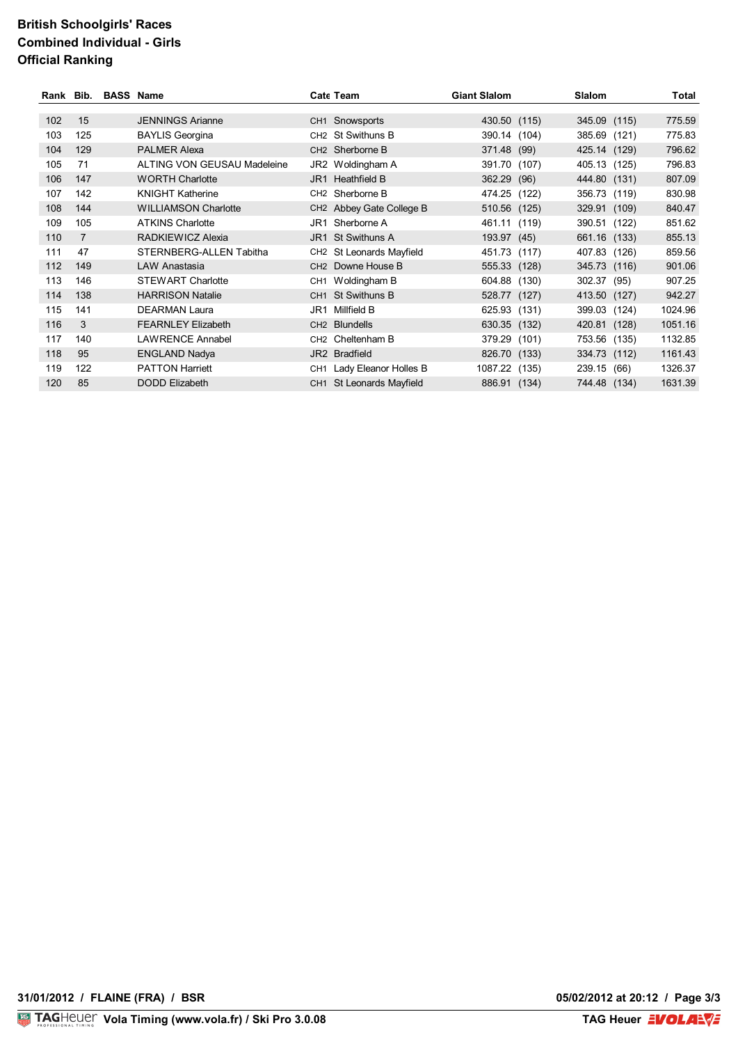**British Schoolgirls' Races**
**Combined Individual - Girls**
**Official Ranking**

| Rank | Bib. | BASS | Name | Cate | Team | Giant Slalom | | Slalom | | Total |
|---|---|---|---|---|---|---|---|---|---|---|
| 102 | 15 | | JENNINGS Arianne | CH1 | Snowsports | 430.50 | (115) | 345.09 | (115) | 775.59 |
| 103 | 125 | | BAYLIS Georgina | CH2 | St Swithuns B | 390.14 | (104) | 385.69 | (121) | 775.83 |
| 104 | 129 | | PALMER Alexa | CH2 | Sherborne B | 371.48 | (99) | 425.14 | (129) | 796.62 |
| 105 | 71 | | ALTING VON GEUSAU Madeleine | JR2 | Woldingham A | 391.70 | (107) | 405.13 | (125) | 796.83 |
| 106 | 147 | | WORTH Charlotte | JR1 | Heathfield B | 362.29 | (96) | 444.80 | (131) | 807.09 |
| 107 | 142 | | KNIGHT Katherine | CH2 | Sherborne B | 474.25 | (122) | 356.73 | (119) | 830.98 |
| 108 | 144 | | WILLIAMSON Charlotte | CH2 | Abbey Gate College B | 510.56 | (125) | 329.91 | (109) | 840.47 |
| 109 | 105 | | ATKINS Charlotte | JR1 | Sherborne A | 461.11 | (119) | 390.51 | (122) | 851.62 |
| 110 | 7 | | RADKIEWICZ Alexia | JR1 | St Swithuns A | 193.97 | (45) | 661.16 | (133) | 855.13 |
| 111 | 47 | | STERNBERG-ALLEN Tabitha | CH2 | St Leonards Mayfield | 451.73 | (117) | 407.83 | (126) | 859.56 |
| 112 | 149 | | LAW Anastasia | CH2 | Downe House B | 555.33 | (128) | 345.73 | (116) | 901.06 |
| 113 | 146 | | STEWART Charlotte | CH1 | Woldingham B | 604.88 | (130) | 302.37 | (95) | 907.25 |
| 114 | 138 | | HARRISON Natalie | CH1 | St Swithuns B | 528.77 | (127) | 413.50 | (127) | 942.27 |
| 115 | 141 | | DEARMAN Laura | JR1 | Millfield B | 625.93 | (131) | 399.03 | (124) | 1024.96 |
| 116 | 3 | | FEARNLEY Elizabeth | CH2 | Blundells | 630.35 | (132) | 420.81 | (128) | 1051.16 |
| 117 | 140 | | LAWRENCE Annabel | CH2 | Cheltenham B | 379.29 | (101) | 753.56 | (135) | 1132.85 |
| 118 | 95 | | ENGLAND Nadya | JR2 | Bradfield | 826.70 | (133) | 334.73 | (112) | 1161.43 |
| 119 | 122 | | PATTON Harriett | CH1 | Lady Eleanor Holles B | 1087.22 | (135) | 239.15 | (66) | 1326.37 |
| 120 | 85 | | DODD Elizabeth | CH1 | St Leonards Mayfield | 886.91 | (134) | 744.48 | (134) | 1631.39 |

**31/01/2012 / FLAINE (FRA) / BSR** **05/02/2012 at 20:12**

TAGHeuer **Vola Timing (www.vola.fr) / Ski Pro 3.0.08** **TAG Heuer**